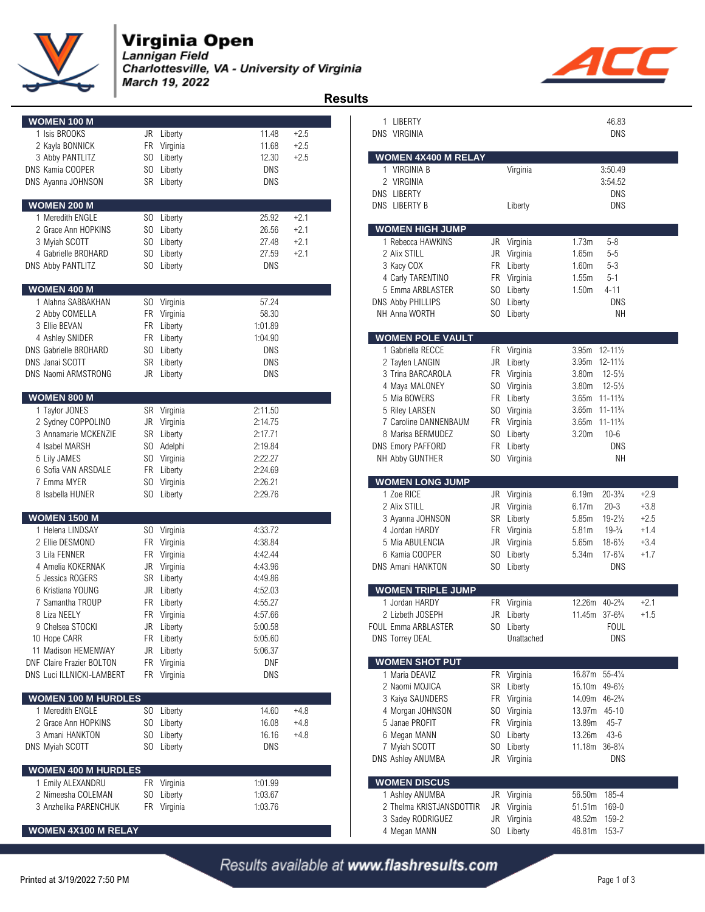# Virginia Open

**Lannigan Field**
**Charlottesville, VA - University of Virginia**
**March 19, 2022**

## Results

### WOMEN 100 M

| Place | Name | Yr | Team | Mark | Wind |
|---|---|---|---|---|---|
| 1 | Isis BROOKS | JR | Liberty | 11.48 | +2.5 |
| 2 | Kayla BONNICK | FR | Virginia | 11.68 | +2.5 |
| 3 | Abby PANTLITZ | SO | Liberty | 12.30 | +2.5 |
| DNS | Kamia COOPER | SO | Liberty | DNS | |
| DNS | Ayanna JOHNSON | SR | Liberty | DNS | |

### WOMEN 200 M

| Place | Name | Yr | Team | Mark | Wind |
|---|---|---|---|---|---|
| 1 | Meredith ENGLE | SO | Liberty | 25.92 | +2.1 |
| 2 | Grace Ann HOPKINS | SO | Liberty | 26.56 | +2.1 |
| 3 | Myiah SCOTT | SO | Liberty | 27.48 | +2.1 |
| 4 | Gabrielle BROHARD | SO | Liberty | 27.59 | +2.1 |
| DNS | Abby PANTLITZ | SO | Liberty | DNS | |

### WOMEN 400 M

| Place | Name | Yr | Team | Mark |
|---|---|---|---|---|
| 1 | Alahna SABBAKHAN | SO | Virginia | 57.24 |
| 2 | Abby COMELLA | FR | Virginia | 58.30 |
| 3 | Ellie BEVAN | FR | Liberty | 1:01.89 |
| 4 | Ashley SNIDER | FR | Liberty | 1:04.90 |
| DNS | Gabrielle BROHARD | SO | Liberty | DNS |
| DNS | Janai SCOTT | SR | Liberty | DNS |
| DNS | Naomi ARMSTRONG | JR | Liberty | DNS |

### WOMEN 800 M

| Place | Name | Yr | Team | Mark |
|---|---|---|---|---|
| 1 | Taylor JONES | SR | Virginia | 2:11.50 |
| 2 | Sydney COPPOLINO | JR | Virginia | 2:14.75 |
| 3 | Annamarie MCKENZIE | SR | Liberty | 2:17.71 |
| 4 | Isabel MARSH | SO | Adelphi | 2:19.84 |
| 5 | Lily JAMES | SO | Virginia | 2:22.27 |
| 6 | Sofia VAN ARSDALE | FR | Liberty | 2:24.69 |
| 7 | Emma MYER | SO | Virginia | 2:26.21 |
| 8 | Isabella HUNER | SO | Liberty | 2:29.76 |

### WOMEN 1500 M

| Place | Name | Yr | Team | Mark |
|---|---|---|---|---|
| 1 | Helena LINDSAY | SO | Virginia | 4:33.72 |
| 2 | Ellie DESMOND | FR | Virginia | 4:38.84 |
| 3 | Lila FENNER | FR | Virginia | 4:42.44 |
| 4 | Amelia KOKERNAK | JR | Virginia | 4:43.96 |
| 5 | Jessica ROGERS | SR | Liberty | 4:49.86 |
| 6 | Kristiana YOUNG | JR | Liberty | 4:52.03 |
| 7 | Samantha TROUP | FR | Liberty | 4:55.27 |
| 8 | Liza NEELY | FR | Virginia | 4:57.66 |
| 9 | Chelsea STOCKI | JR | Liberty | 5:00.58 |
| 10 | Hope CARR | FR | Liberty | 5:05.60 |
| 11 | Madison HEMENWAY | JR | Liberty | 5:06.37 |
| DNF | Claire Frazier BOLTON | FR | Virginia | DNF |
| DNS | Luci ILLNICKI-LAMBERT | FR | Virginia | DNS |

### WOMEN 100 M HURDLES

| Place | Name | Yr | Team | Mark | Wind |
|---|---|---|---|---|---|
| 1 | Meredith ENGLE | SO | Liberty | 14.60 | +4.8 |
| 2 | Grace Ann HOPKINS | SO | Liberty | 16.08 | +4.8 |
| 3 | Amani HANKTON | SO | Liberty | 16.16 | +4.8 |
| DNS | Myiah SCOTT | SO | Liberty | DNS | |

### WOMEN 400 M HURDLES

| Place | Name | Yr | Team | Mark |
|---|---|---|---|---|
| 1 | Emily ALEXANDRU | FR | Virginia | 1:01.99 |
| 2 | Nimeesha COLEMAN | SO | Liberty | 1:03.67 |
| 3 | Anzhelika PARENCHUK | FR | Virginia | 1:03.76 |

### WOMEN 4X100 M RELAY

| Place | Team | Mark |
|---|---|---|
| 1 | LIBERTY | 46.83 |
| DNS | VIRGINIA | DNS |

### WOMEN 4X400 M RELAY

| Place | Team | Affiliation | Mark |
|---|---|---|---|
| 1 | VIRGINIA B | Virginia | 3:50.49 |
| 2 | VIRGINIA | | 3:54.52 |
| DNS | LIBERTY | | DNS |
| DNS | LIBERTY B | Liberty | DNS |

### WOMEN HIGH JUMP

| Place | Name | Yr | Team | Mark | Imperial |
|---|---|---|---|---|---|
| 1 | Rebecca HAWKINS | JR | Virginia | 1.73m | 5-8 |
| 2 | Alix STILL | JR | Virginia | 1.65m | 5-5 |
| 3 | Kacy COX | FR | Liberty | 1.60m | 5-3 |
| 4 | Carly TARENTINO | FR | Virginia | 1.55m | 5-1 |
| 5 | Emma ARBLASTER | SO | Liberty | 1.50m | 4-11 |
| DNS | Abby PHILLIPS | SO | Liberty | DNS | |
| NH | Anna WORTH | SO | Liberty | NH | |

### WOMEN POLE VAULT

| Place | Name | Yr | Team | Mark | Imperial |
|---|---|---|---|---|---|
| 1 | Gabriella RECCE | FR | Virginia | 3.95m | 12-11½ |
| 2 | Taylen LANGIN | JR | Liberty | 3.95m | 12-11½ |
| 3 | Trina BARCAROLA | FR | Virginia | 3.80m | 12-5½ |
| 4 | Maya MALONEY | SO | Virginia | 3.80m | 12-5½ |
| 5 | Mia BOWERS | FR | Virginia | 3.65m | 11-11¾ |
| 5 | Riley LARSEN | SO | Virginia | 3.65m | 11-11¾ |
| 7 | Caroline DANNENBAUM | FR | Virginia | 3.65m | 11-11¾ |
| 8 | Marisa BERMUDEZ | SO | Liberty | 3.20m | 10-6 |
| DNS | Emory PAFFORD | FR | Liberty | DNS | |
| NH | Abby GUNTHER | SO | Virginia | NH | |

### WOMEN LONG JUMP

| Place | Name | Yr | Team | Mark | Imperial | Wind |
|---|---|---|---|---|---|---|
| 1 | Zoe RICE | JR | Virginia | 6.19m | 20-3¾ | +2.9 |
| 2 | Alix STILL | JR | Virginia | 6.17m | 20-3 | +3.8 |
| 3 | Ayanna JOHNSON | SR | Liberty | 5.85m | 19-2½ | +2.5 |
| 4 | Jordan HARDY | FR | Virginia | 5.81m | 19-¾ | +1.4 |
| 5 | Mia ABULENCIA | JR | Virginia | 5.65m | 18-6½ | +3.4 |
| 6 | Kamia COOPER | SO | Liberty | 5.34m | 17-6¼ | +1.7 |
| DNS | Amani HANKTON | SO | Liberty | DNS | | |

### WOMEN TRIPLE JUMP

| Place | Name | Yr | Team | Mark | Imperial | Wind |
|---|---|---|---|---|---|---|
| 1 | Jordan HARDY | FR | Virginia | 12.26m | 40-2¾ | +2.1 |
| 2 | Lizbeth JOSEPH | JR | Liberty | 11.45m | 37-6¾ | +1.5 |
| FOUL | Emma ARBLASTER | SO | Liberty | FOUL | | |
| DNS | Torrey DEAL | | Unattached | DNS | | |

### WOMEN SHOT PUT

| Place | Name | Yr | Team | Mark | Imperial |
|---|---|---|---|---|---|
| 1 | Maria DEAVIZ | FR | Virginia | 16.87m | 55-4¼ |
| 2 | Naomi MOJICA | SR | Liberty | 15.10m | 49-6½ |
| 3 | Kaiya SAUNDERS | FR | Virginia | 14.09m | 46-2¾ |
| 4 | Morgan JOHNSON | SO | Virginia | 13.97m | 45-10 |
| 5 | Janae PROFIT | FR | Virginia | 13.89m | 45-7 |
| 6 | Megan MANN | SO | Liberty | 13.26m | 43-6 |
| 7 | Myiah SCOTT | SO | Liberty | 11.18m | 36-8¼ |
| DNS | Ashley ANUMBA | JR | Virginia | DNS | |

### WOMEN DISCUS

| Place | Name | Yr | Team | Mark | Imperial |
|---|---|---|---|---|---|
| 1 | Ashley ANUMBA | JR | Virginia | 56.50m | 185-4 |
| 2 | Thelma KRISTJANSDOTTIR | JR | Virginia | 51.51m | 169-0 |
| 3 | Sadey RODRIGUEZ | JR | Virginia | 48.52m | 159-2 |
| 4 | Megan MANN | SO | Liberty | 46.81m | 153-7 |

Results available at www.flashresults.com

Printed at 3/19/2022 7:50 PM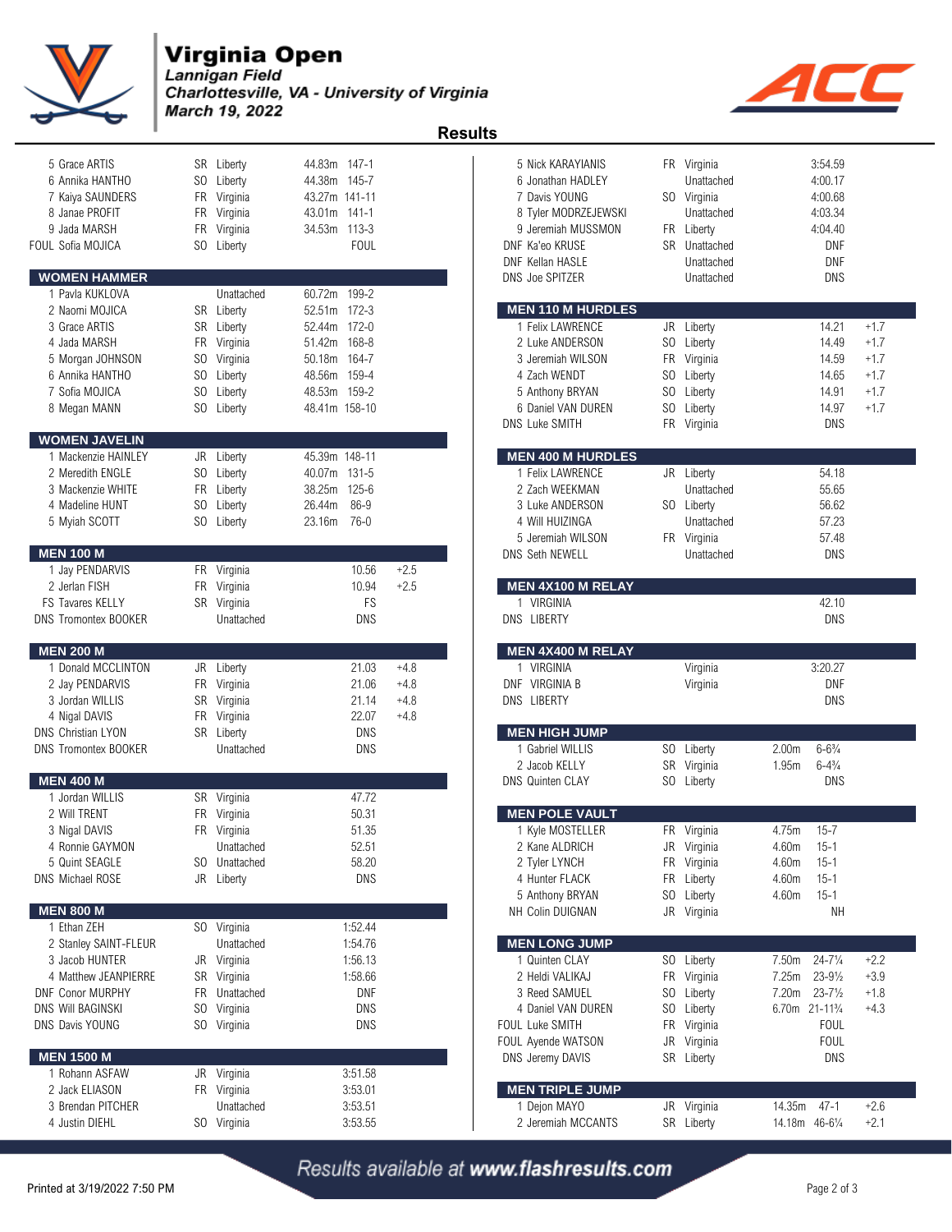# Virginia Open

*Lannigan Field*
*Charlottesville, VA - University of Virginia*
*March 19, 2022*

## Results

| Place | Name | Year | Team | Mark | |
|---|---|---|---|---|---|
| 5 | Grace ARTIS | SR | Liberty | 44.83m | 147-1 |
| 6 | Annika HANTHO | SO | Liberty | 44.38m | 145-7 |
| 7 | Kaiya SAUNDERS | FR | Virginia | 43.27m | 141-11 |
| 8 | Janae PROFIT | FR | Virginia | 43.01m | 141-1 |
| 9 | Jada MARSH | FR | Virginia | 34.53m | 113-3 |
| FOUL | Sofia MOJICA | SO | Liberty | | FOUL |

### WOMEN HAMMER

| Place | Name | Year | Team | Mark | |
|---|---|---|---|---|---|
| 1 | Pavla KUKLOVA | | Unattached | 60.72m | 199-2 |
| 2 | Naomi MOJICA | SR | Liberty | 52.51m | 172-3 |
| 3 | Grace ARTIS | SR | Liberty | 52.44m | 172-0 |
| 4 | Jada MARSH | FR | Virginia | 51.42m | 168-8 |
| 5 | Morgan JOHNSON | SO | Virginia | 50.18m | 164-7 |
| 6 | Annika HANTHO | SO | Liberty | 48.56m | 159-4 |
| 7 | Sofia MOJICA | SO | Liberty | 48.53m | 159-2 |
| 8 | Megan MANN | SO | Liberty | 48.41m | 158-10 |

### WOMEN JAVELIN

| Place | Name | Year | Team | Mark | |
|---|---|---|---|---|---|
| 1 | Mackenzie HAINLEY | JR | Liberty | 45.39m | 148-11 |
| 2 | Meredith ENGLE | SO | Liberty | 40.07m | 131-5 |
| 3 | Mackenzie WHITE | FR | Liberty | 38.25m | 125-6 |
| 4 | Madeline HUNT | SO | Liberty | 26.44m | 86-9 |
| 5 | Myiah SCOTT | SO | Liberty | 23.16m | 76-0 |

### MEN 100 M

| Place | Name | Year | Team | Time | Wind |
|---|---|---|---|---|---|
| 1 | Jay PENDARVIS | FR | Virginia | 10.56 | +2.5 |
| 2 | Jerlan FISH | FR | Virginia | 10.94 | +2.5 |
| FS | Tavares KELLY | SR | Virginia | FS | |
| DNS | Tromontex BOOKER | | Unattached | DNS | |

### MEN 200 M

| Place | Name | Year | Team | Time | Wind |
|---|---|---|---|---|---|
| 1 | Donald MCCLINTON | JR | Liberty | 21.03 | +4.8 |
| 2 | Jay PENDARVIS | FR | Virginia | 21.06 | +4.8 |
| 3 | Jordan WILLIS | SR | Virginia | 21.14 | +4.8 |
| 4 | Nigal DAVIS | FR | Virginia | 22.07 | +4.8 |
| DNS | Christian LYON | SR | Liberty | DNS | |
| DNS | Tromontex BOOKER | | Unattached | DNS | |

### MEN 400 M

| Place | Name | Year | Team | Time |
|---|---|---|---|---|
| 1 | Jordan WILLIS | SR | Virginia | 47.72 |
| 2 | Will TRENT | FR | Virginia | 50.31 |
| 3 | Nigal DAVIS | FR | Virginia | 51.35 |
| 4 | Ronnie GAYMON | | Unattached | 52.51 |
| 5 | Quint SEAGLE | SO | Unattached | 58.20 |
| DNS | Michael ROSE | JR | Liberty | DNS |

### MEN 800 M

| Place | Name | Year | Team | Time |
|---|---|---|---|---|
| 1 | Ethan ZEH | SO | Virginia | 1:52.44 |
| 2 | Stanley SAINT-FLEUR | | Unattached | 1:54.76 |
| 3 | Jacob HUNTER | JR | Virginia | 1:56.13 |
| 4 | Matthew JEANPIERRE | SR | Virginia | 1:58.66 |
| DNF | Conor MURPHY | FR | Unattached | DNF |
| DNS | Will BAGINSKI | SO | Virginia | DNS |
| DNS | Davis YOUNG | SO | Virginia | DNS |

### MEN 1500 M

| Place | Name | Year | Team | Time |
|---|---|---|---|---|
| 1 | Rohann ASFAW | JR | Virginia | 3:51.58 |
| 2 | Jack ELIASON | FR | Virginia | 3:53.01 |
| 3 | Brendan PITCHER | | Unattached | 3:53.51 |
| 4 | Justin DIEHL | SO | Virginia | 3:53.55 |
| 5 | Nick KARAYIANIS | FR | Virginia | 3:54.59 |
| 6 | Jonathan HADLEY | | Unattached | 4:00.17 |
| 7 | Davis YOUNG | SO | Virginia | 4:00.68 |
| 8 | Tyler MODRZEJEWSKI | | Unattached | 4:03.34 |
| 9 | Jeremiah MUSSMON | FR | Liberty | 4:04.40 |
| DNF | Ka'eo KRUSE | SR | Unattached | DNF |
| DNF | Kellan HASLE | | Unattached | DNF |
| DNS | Joe SPITZER | | Unattached | DNS |

### MEN 110 M HURDLES

| Place | Name | Year | Team | Time | Wind |
|---|---|---|---|---|---|
| 1 | Felix LAWRENCE | JR | Liberty | 14.21 | +1.7 |
| 2 | Luke ANDERSON | SO | Liberty | 14.49 | +1.7 |
| 3 | Jeremiah WILSON | FR | Virginia | 14.59 | +1.7 |
| 4 | Zach WENDT | SO | Liberty | 14.65 | +1.7 |
| 5 | Anthony BRYAN | SO | Liberty | 14.91 | +1.7 |
| 6 | Daniel VAN DUREN | SO | Liberty | 14.97 | +1.7 |
| DNS | Luke SMITH | FR | Virginia | DNS | |

### MEN 400 M HURDLES

| Place | Name | Year | Team | Time |
|---|---|---|---|---|
| 1 | Felix LAWRENCE | JR | Liberty | 54.18 |
| 2 | Zach WEEKMAN | | Unattached | 55.65 |
| 3 | Luke ANDERSON | SO | Liberty | 56.62 |
| 4 | Will HUIZINGA | | Unattached | 57.23 |
| 5 | Jeremiah WILSON | FR | Virginia | 57.48 |
| DNS | Seth NEWELL | | Unattached | DNS |

### MEN 4X100 M RELAY

| Place | Team | | Time |
|---|---|---|---|
| 1 | VIRGINIA | | 42.10 |
| DNS | LIBERTY | | DNS |

### MEN 4X400 M RELAY

| Place | Team | | Time |
|---|---|---|---|
| 1 | VIRGINIA | Virginia | 3:20.27 |
| DNF | VIRGINIA B | Virginia | DNF |
| DNS | LIBERTY | | DNS |

### MEN HIGH JUMP

| Place | Name | Year | Team | Mark | |
|---|---|---|---|---|---|
| 1 | Gabriel WILLIS | SO | Liberty | 2.00m | 6-6¾ |
| 2 | Jacob KELLY | SR | Virginia | 1.95m | 6-4¾ |
| DNS | Quinten CLAY | SO | Liberty | | DNS |

### MEN POLE VAULT

| Place | Name | Year | Team | Mark | |
|---|---|---|---|---|---|
| 1 | Kyle MOSTELLER | FR | Virginia | 4.75m | 15-7 |
| 2 | Kane ALDRICH | JR | Virginia | 4.60m | 15-1 |
| 2 | Tyler LYNCH | FR | Virginia | 4.60m | 15-1 |
| 4 | Hunter FLACK | FR | Liberty | 4.60m | 15-1 |
| 5 | Anthony BRYAN | SO | Liberty | 4.60m | 15-1 |
| NH | Colin DUIGNAN | JR | Virginia | | NH |

### MEN LONG JUMP

| Place | Name | Year | Team | Mark | | Wind |
|---|---|---|---|---|---|---|
| 1 | Quinten CLAY | SO | Liberty | 7.50m | 24-7¼ | +2.2 |
| 2 | Heldi VALIKAJ | FR | Virginia | 7.25m | 23-9½ | +3.9 |
| 3 | Reed SAMUEL | SO | Liberty | 7.20m | 23-7½ | +1.8 |
| 4 | Daniel VAN DUREN | SO | Liberty | 6.70m | 21-11¾ | +4.3 |
| FOUL | Luke SMITH | FR | Virginia | | FOUL | |
| FOUL | Ayende WATSON | JR | Virginia | | FOUL | |
| DNS | Jeremy DAVIS | SR | Liberty | | DNS | |

### MEN TRIPLE JUMP

| Place | Name | Year | Team | Mark | | Wind |
|---|---|---|---|---|---|---|
| 1 | Dejon MAYO | JR | Virginia | 14.35m | 47-1 | +2.6 |
| 2 | Jeremiah MCCANTS | SR | Liberty | 14.18m | 46-6¼ | +2.1 |

Results available at **www.flashresults.com**

Printed at 3/19/2022 7:50 PM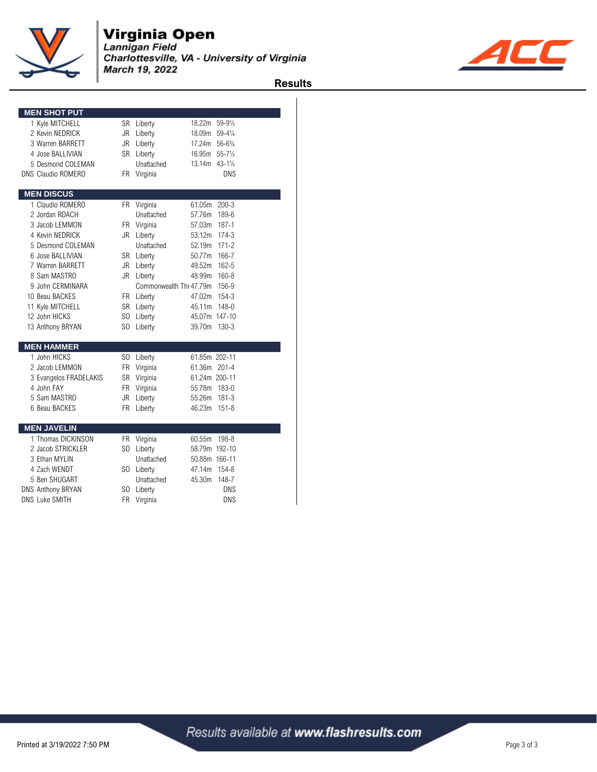# Virginia Open

*Lannigan Field*
*Charlottesville, VA - University of Virginia*
*March 19, 2022*

**Results**

## MEN SHOT PUT

| | | | | | |
|---|---|---|---|---|---|
| 1 | Kyle MITCHELL | SR | Liberty | 18.22m | 59-9½ |
| 2 | Kevin NEDRICK | JR | Liberty | 18.09m | 59-4¼ |
| 3 | Warren BARRETT | JR | Liberty | 17.24m | 56-6¾ |
| 4 | Jose BALLIVIAN | SR | Liberty | 16.95m | 55-7½ |
| 5 | Desmond COLEMAN | | Unattached | 13.14m | 43-1½ |
| DNS | Claudio ROMERO | FR | Virginia | | DNS |

## MEN DISCUS

| | | | | | |
|---|---|---|---|---|---|
| 1 | Claudio ROMERO | FR | Virginia | 61.05m | 200-3 |
| 2 | Jordan ROACH | | Unattached | 57.76m | 189-6 |
| 3 | Jacob LEMMON | FR | Virginia | 57.03m | 187-1 |
| 4 | Kevin NEDRICK | JR | Liberty | 53.12m | 174-3 |
| 5 | Desmond COLEMAN | | Unattached | 52.19m | 171-2 |
| 6 | Jose BALLIVIAN | SR | Liberty | 50.77m | 166-7 |
| 7 | Warren BARRETT | JR | Liberty | 49.52m | 162-5 |
| 8 | Sam MASTRO | JR | Liberty | 48.99m | 160-8 |
| 9 | John CERMINARA | | Commonwealth Thr | 47.79m | 156-9 |
| 10 | Beau BACKES | FR | Liberty | 47.02m | 154-3 |
| 11 | Kyle MITCHELL | SR | Liberty | 45.11m | 148-0 |
| 12 | John HICKS | SO | Liberty | 45.07m | 147-10 |
| 13 | Anthony BRYAN | SO | Liberty | 39.70m | 130-3 |

## MEN HAMMER

| | | | | | |
|---|---|---|---|---|---|
| 1 | John HICKS | SO | Liberty | 61.85m | 202-11 |
| 2 | Jacob LEMMON | FR | Virginia | 61.36m | 201-4 |
| 3 | Evangelos FRADELAKIS | SR | Virginia | 61.24m | 200-11 |
| 4 | John FAY | FR | Virginia | 55.78m | 183-0 |
| 5 | Sam MASTRO | JR | Liberty | 55.26m | 181-3 |
| 6 | Beau BACKES | FR | Liberty | 46.23m | 151-8 |

## MEN JAVELIN

| | | | | | |
|---|---|---|---|---|---|
| 1 | Thomas DICKINSON | FR | Virginia | 60.55m | 198-8 |
| 2 | Jacob STRICKLER | SO | Liberty | 58.79m | 192-10 |
| 3 | Ethan MYLIN | | Unattached | 50.88m | 166-11 |
| 4 | Zach WENDT | SO | Liberty | 47.14m | 154-8 |
| 5 | Ben SHUGART | | Unattached | 45.30m | 148-7 |
| DNS | Anthony BRYAN | SO | Liberty | | DNS |
| DNS | Luke SMITH | FR | Virginia | | DNS |

Results available at www.flashresults.com

Printed at 3/19/2022 7:50 PM